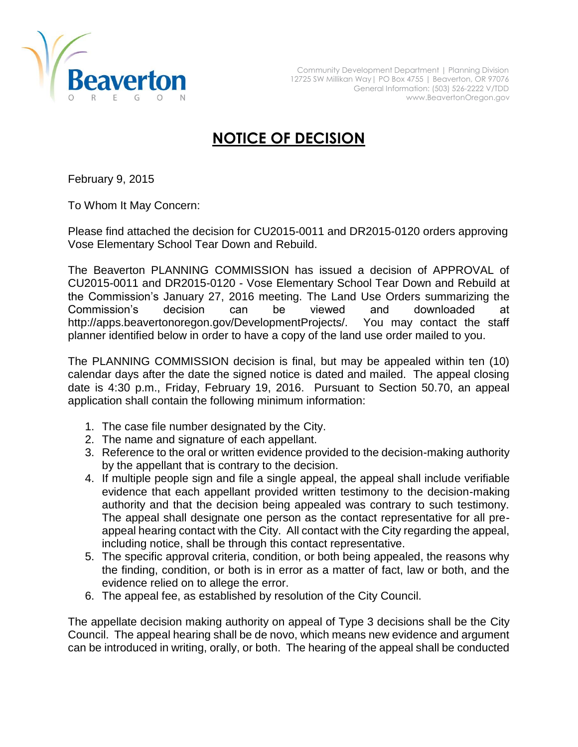Beaverton
OREGON

Community Development Department | Planning Division
12725 SW Millikan Way | PO Box 4755 | Beaverton, OR 97076
General Information: (503) 526-2222 V/TDD
www.BeavertonOregon.gov

# NOTICE OF DECISION

February 9, 2015

To Whom It May Concern:

Please find attached the decision for CU2015-0011 and DR2015-0120 orders approving Vose Elementary School Tear Down and Rebuild.

The Beaverton PLANNING COMMISSION has issued a decision of APPROVAL of CU2015-0011 and DR2015-0120 - Vose Elementary School Tear Down and Rebuild at the Commission's January 27, 2016 meeting. The Land Use Orders summarizing the Commission's decision can be viewed and downloaded at http://apps.beavertonoregon.gov/DevelopmentProjects/. You may contact the staff planner identified below in order to have a copy of the land use order mailed to you.

The PLANNING COMMISSION decision is final, but may be appealed within ten (10) calendar days after the date the signed notice is dated and mailed. The appeal closing date is 4:30 p.m., Friday, February 19, 2016. Pursuant to Section 50.70, an appeal application shall contain the following minimum information:

1. The case file number designated by the City.
2. The name and signature of each appellant.
3. Reference to the oral or written evidence provided to the decision-making authority by the appellant that is contrary to the decision.
4. If multiple people sign and file a single appeal, the appeal shall include verifiable evidence that each appellant provided written testimony to the decision-making authority and that the decision being appealed was contrary to such testimony. The appeal shall designate one person as the contact representative for all pre-appeal hearing contact with the City. All contact with the City regarding the appeal, including notice, shall be through this contact representative.
5. The specific approval criteria, condition, or both being appealed, the reasons why the finding, condition, or both is in error as a matter of fact, law or both, and the evidence relied on to allege the error.
6. The appeal fee, as established by resolution of the City Council.

The appellate decision making authority on appeal of Type 3 decisions shall be the City Council. The appeal hearing shall be de novo, which means new evidence and argument can be introduced in writing, orally, or both. The hearing of the appeal shall be conducted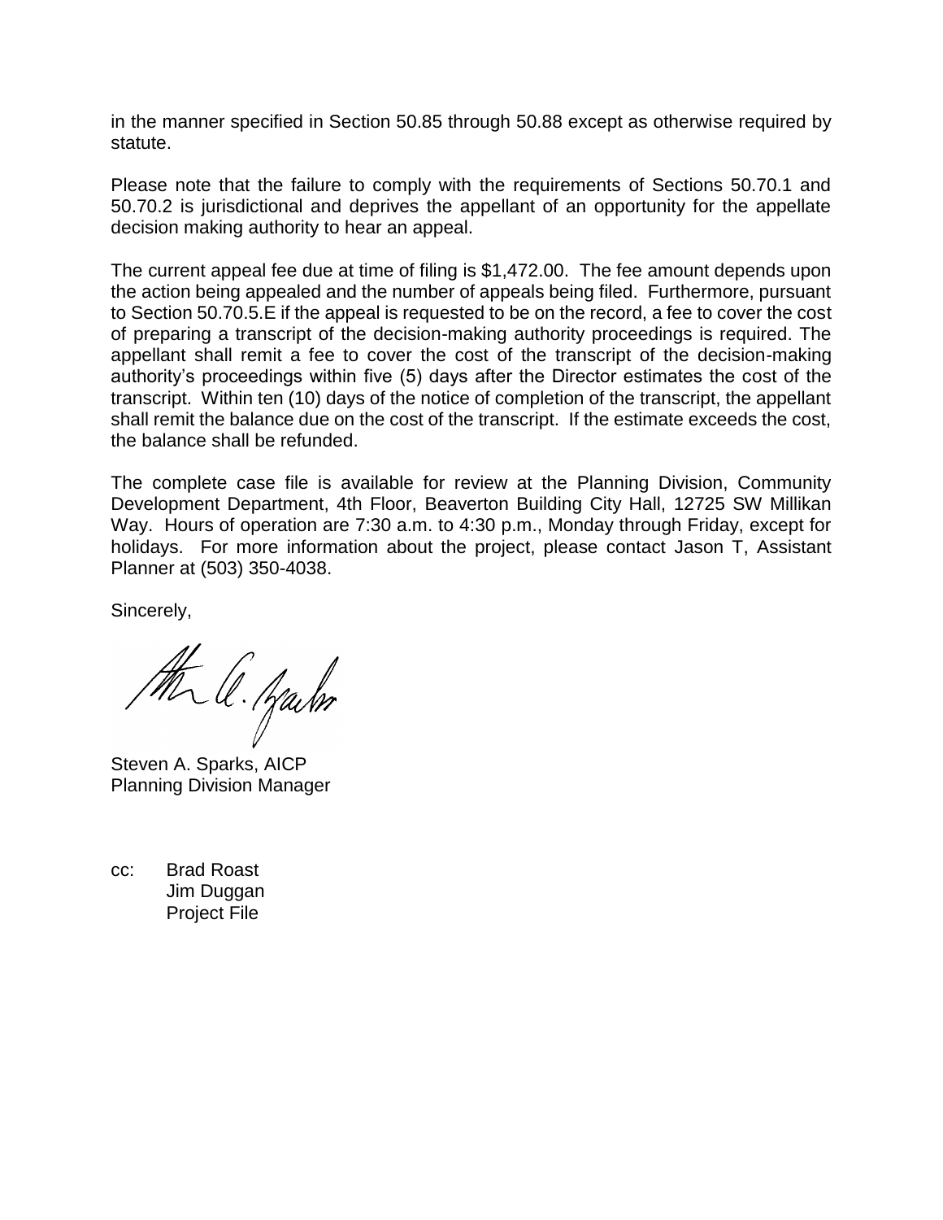in the manner specified in Section 50.85 through 50.88 except as otherwise required by statute.

Please note that the failure to comply with the requirements of Sections 50.70.1 and 50.70.2 is jurisdictional and deprives the appellant of an opportunity for the appellate decision making authority to hear an appeal.

The current appeal fee due at time of filing is $1,472.00. The fee amount depends upon the action being appealed and the number of appeals being filed. Furthermore, pursuant to Section 50.70.5.E if the appeal is requested to be on the record, a fee to cover the cost of preparing a transcript of the decision-making authority proceedings is required. The appellant shall remit a fee to cover the cost of the transcript of the decision-making authority's proceedings within five (5) days after the Director estimates the cost of the transcript. Within ten (10) days of the notice of completion of the transcript, the appellant shall remit the balance due on the cost of the transcript. If the estimate exceeds the cost, the balance shall be refunded.

The complete case file is available for review at the Planning Division, Community Development Department, 4th Floor, Beaverton Building City Hall, 12725 SW Millikan Way. Hours of operation are 7:30 a.m. to 4:30 p.m., Monday through Friday, except for holidays. For more information about the project, please contact Jason T, Assistant Planner at (503) 350-4038.

Sincerely,

Steven A. Sparks, AICP
Planning Division Manager

cc: Brad Roast
Jim Duggan
Project File